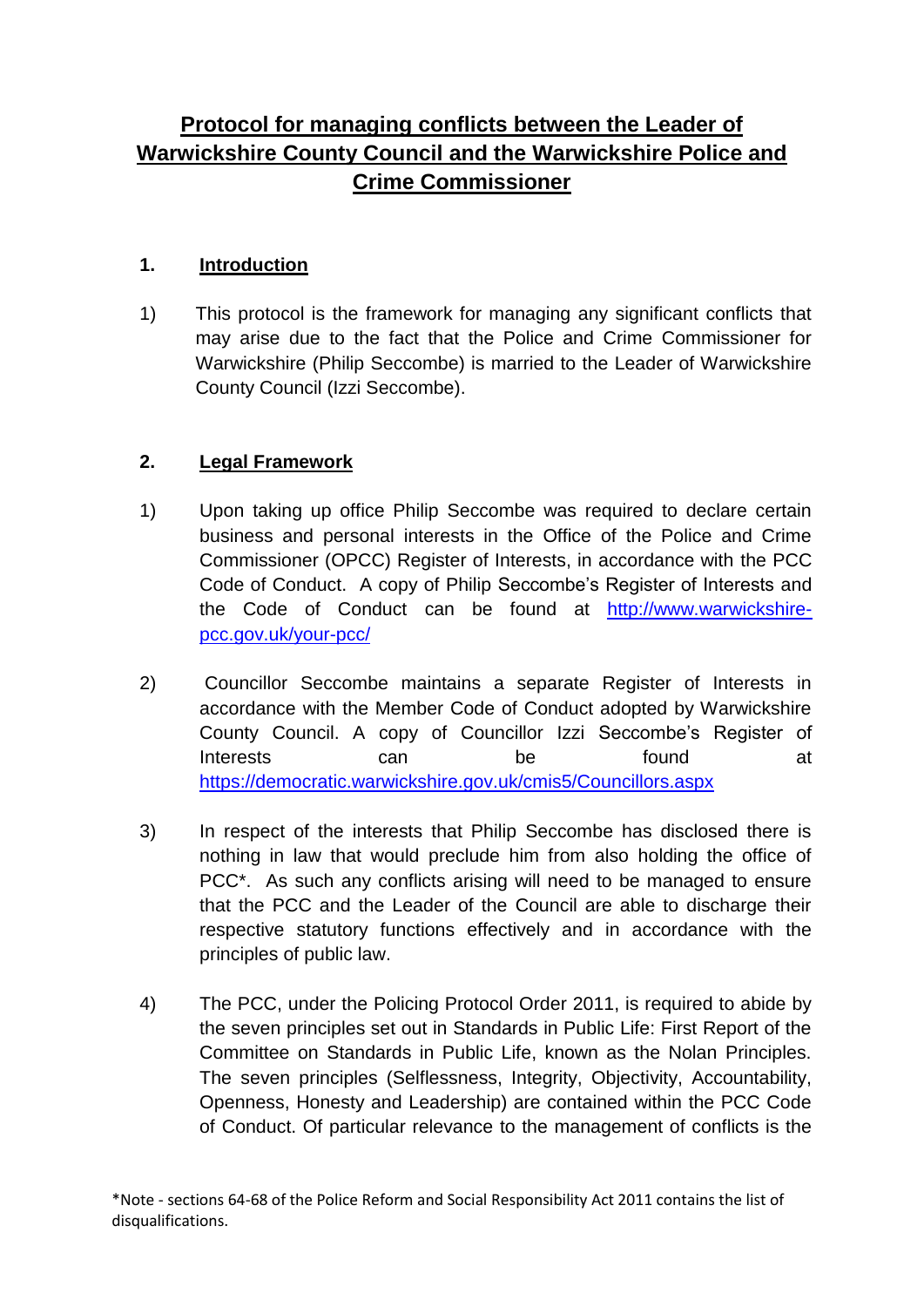# Protocol for managing conflicts between the Leader of Warwickshire County Council and the Warwickshire Police and Crime Commissioner

## 1. Introduction

1) This protocol is the framework for managing any significant conflicts that may arise due to the fact that the Police and Crime Commissioner for Warwickshire (Philip Seccombe) is married to the Leader of Warwickshire County Council (Izzi Seccombe).

## 2. Legal Framework

1) Upon taking up office Philip Seccombe was required to declare certain business and personal interests in the Office of the Police and Crime Commissioner (OPCC) Register of Interests, in accordance with the PCC Code of Conduct. A copy of Philip Seccombe's Register of Interests and the Code of Conduct can be found at http://www.warwickshire-pcc.gov.uk/your-pcc/

2) Councillor Seccombe maintains a separate Register of Interests in accordance with the Member Code of Conduct adopted by Warwickshire County Council. A copy of Councillor Izzi Seccombe's Register of Interests can be found at https://democratic.warwickshire.gov.uk/cmis5/Councillors.aspx

3) In respect of the interests that Philip Seccombe has disclosed there is nothing in law that would preclude him from also holding the office of PCC*. As such any conflicts arising will need to be managed to ensure that the PCC and the Leader of the Council are able to discharge their respective statutory functions effectively and in accordance with the principles of public law.

4) The PCC, under the Policing Protocol Order 2011, is required to abide by the seven principles set out in Standards in Public Life: First Report of the Committee on Standards in Public Life, known as the Nolan Principles. The seven principles (Selflessness, Integrity, Objectivity, Accountability, Openness, Honesty and Leadership) are contained within the PCC Code of Conduct. Of particular relevance to the management of conflicts is the

*Note - sections 64-68 of the Police Reform and Social Responsibility Act 2011 contains the list of disqualifications.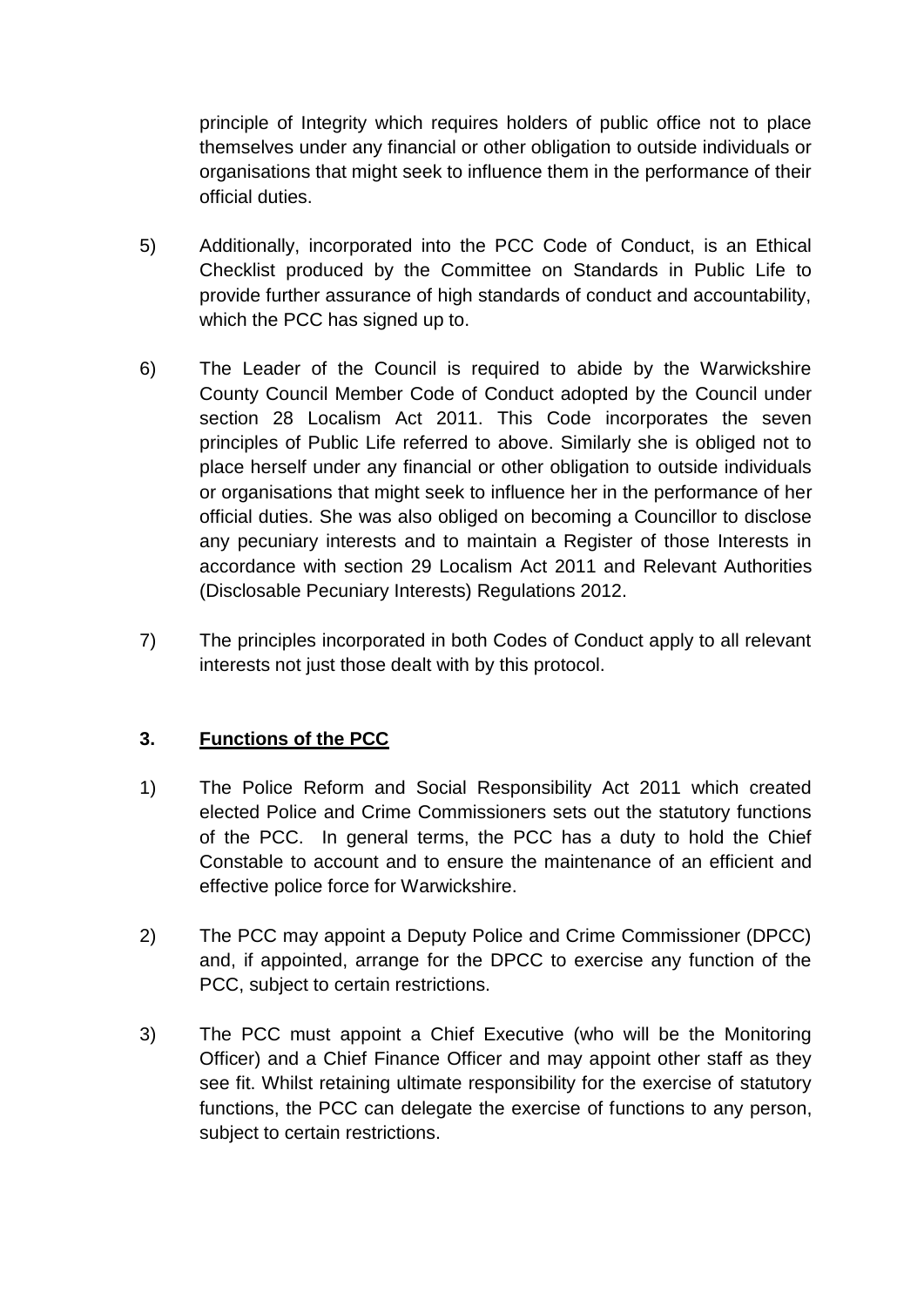principle of Integrity which requires holders of public office not to place themselves under any financial or other obligation to outside individuals or organisations that might seek to influence them in the performance of their official duties.

5) Additionally, incorporated into the PCC Code of Conduct, is an Ethical Checklist produced by the Committee on Standards in Public Life to provide further assurance of high standards of conduct and accountability, which the PCC has signed up to.

6) The Leader of the Council is required to abide by the Warwickshire County Council Member Code of Conduct adopted by the Council under section 28 Localism Act 2011. This Code incorporates the seven principles of Public Life referred to above. Similarly she is obliged not to place herself under any financial or other obligation to outside individuals or organisations that might seek to influence her in the performance of her official duties. She was also obliged on becoming a Councillor to disclose any pecuniary interests and to maintain a Register of those Interests in accordance with section 29 Localism Act 2011 and Relevant Authorities (Disclosable Pecuniary Interests) Regulations 2012.

7) The principles incorporated in both Codes of Conduct apply to all relevant interests not just those dealt with by this protocol.

## 3. Functions of the PCC

1) The Police Reform and Social Responsibility Act 2011 which created elected Police and Crime Commissioners sets out the statutory functions of the PCC. In general terms, the PCC has a duty to hold the Chief Constable to account and to ensure the maintenance of an efficient and effective police force for Warwickshire.

2) The PCC may appoint a Deputy Police and Crime Commissioner (DPCC) and, if appointed, arrange for the DPCC to exercise any function of the PCC, subject to certain restrictions.

3) The PCC must appoint a Chief Executive (who will be the Monitoring Officer) and a Chief Finance Officer and may appoint other staff as they see fit. Whilst retaining ultimate responsibility for the exercise of statutory functions, the PCC can delegate the exercise of functions to any person, subject to certain restrictions.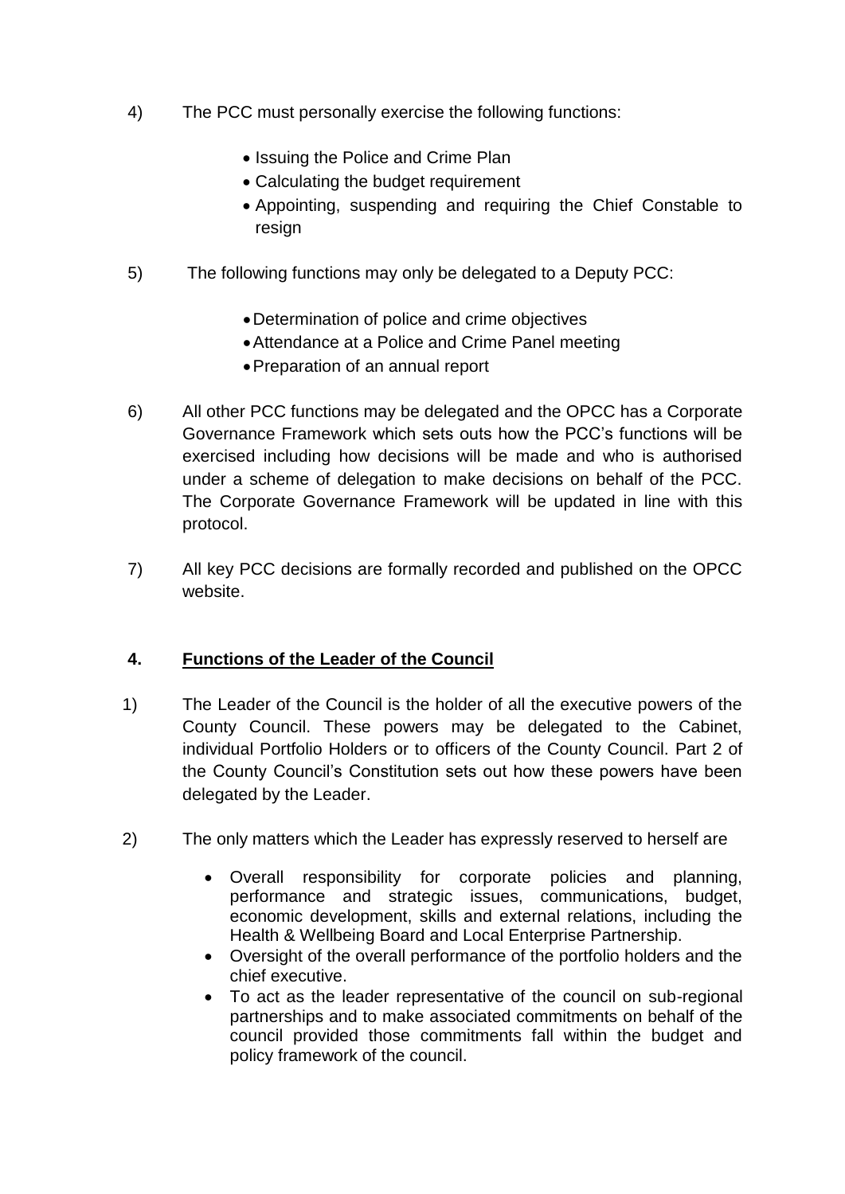4) The PCC must personally exercise the following functions:

- Issuing the Police and Crime Plan
- Calculating the budget requirement
- Appointing, suspending and requiring the Chief Constable to resign

5) The following functions may only be delegated to a Deputy PCC:

- Determination of police and crime objectives
- Attendance at a Police and Crime Panel meeting
- Preparation of an annual report

6) All other PCC functions may be delegated and the OPCC has a Corporate Governance Framework which sets outs how the PCC's functions will be exercised including how decisions will be made and who is authorised under a scheme of delegation to make decisions on behalf of the PCC. The Corporate Governance Framework will be updated in line with this protocol.

7) All key PCC decisions are formally recorded and published on the OPCC website.

## 4. Functions of the Leader of the Council

1) The Leader of the Council is the holder of all the executive powers of the County Council. These powers may be delegated to the Cabinet, individual Portfolio Holders or to officers of the County Council. Part 2 of the County Council's Constitution sets out how these powers have been delegated by the Leader.

2) The only matters which the Leader has expressly reserved to herself are

- Overall responsibility for corporate policies and planning, performance and strategic issues, communications, budget, economic development, skills and external relations, including the Health & Wellbeing Board and Local Enterprise Partnership.
- Oversight of the overall performance of the portfolio holders and the chief executive.
- To act as the leader representative of the council on sub-regional partnerships and to make associated commitments on behalf of the council provided those commitments fall within the budget and policy framework of the council.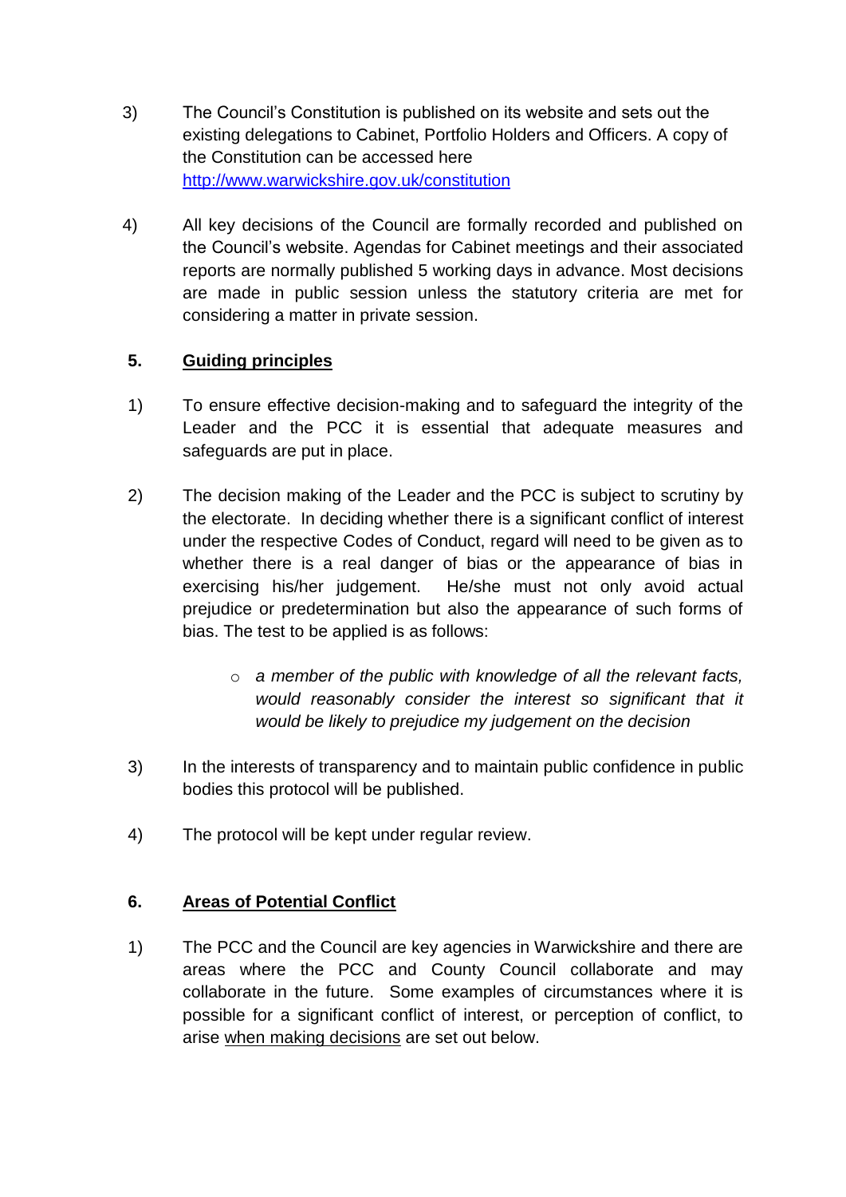3) The Council's Constitution is published on its website and sets out the existing delegations to Cabinet, Portfolio Holders and Officers. A copy of the Constitution can be accessed here [http://www.warwickshire.gov.uk/constitution](http://www.warwickshire.gov.uk/constitution)

4) All key decisions of the Council are formally recorded and published on the Council's website. Agendas for Cabinet meetings and their associated reports are normally published 5 working days in advance. Most decisions are made in public session unless the statutory criteria are met for considering a matter in private session.

## 5. Guiding principles

1) To ensure effective decision-making and to safeguard the integrity of the Leader and the PCC it is essential that adequate measures and safeguards are put in place.

2) The decision making of the Leader and the PCC is subject to scrutiny by the electorate. In deciding whether there is a significant conflict of interest under the respective Codes of Conduct, regard will need to be given as to whether there is a real danger of bias or the appearance of bias in exercising his/her judgement. He/she must not only avoid actual prejudice or predetermination but also the appearance of such forms of bias. The test to be applied is as follows:

   - *a member of the public with knowledge of all the relevant facts, would reasonably consider the interest so significant that it would be likely to prejudice my judgement on the decision*

3) In the interests of transparency and to maintain public confidence in public bodies this protocol will be published.

4) The protocol will be kept under regular review.

## 6. Areas of Potential Conflict

1) The PCC and the Council are key agencies in Warwickshire and there are areas where the PCC and County Council collaborate and may collaborate in the future. Some examples of circumstances where it is possible for a significant conflict of interest, or perception of conflict, to arise <u>when making decisions</u> are set out below.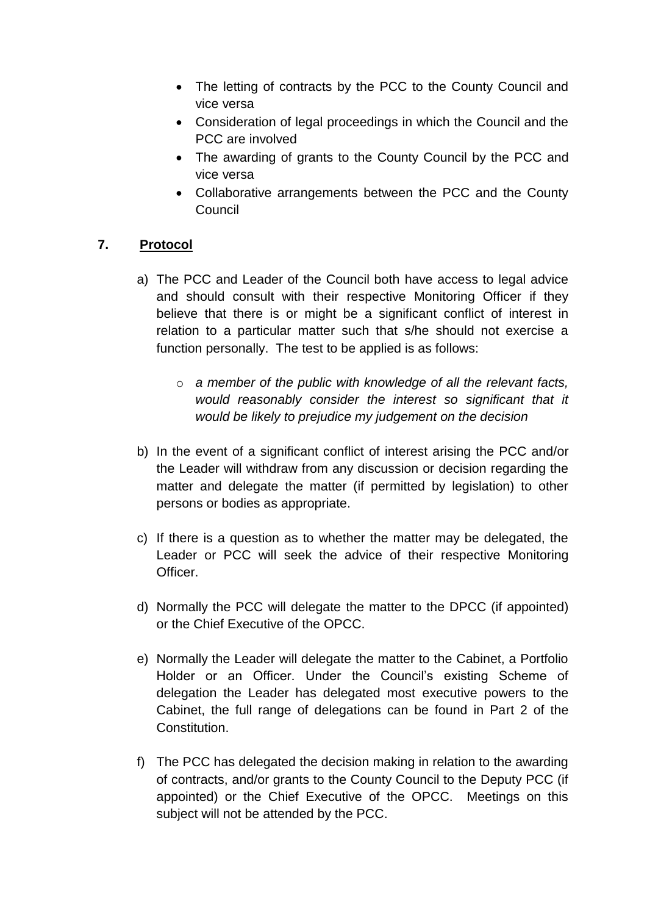- The letting of contracts by the PCC to the County Council and vice versa
- Consideration of legal proceedings in which the Council and the PCC are involved
- The awarding of grants to the County Council by the PCC and vice versa
- Collaborative arrangements between the PCC and the County Council

## 7. **<u>Protocol</u>**

a) The PCC and Leader of the Council both have access to legal advice and should consult with their respective Monitoring Officer if they believe that there is or might be a significant conflict of interest in relation to a particular matter such that s/he should not exercise a function personally. The test to be applied is as follows:

   - *a member of the public with knowledge of all the relevant facts, would reasonably consider the interest so significant that it would be likely to prejudice my judgement on the decision*

b) In the event of a significant conflict of interest arising the PCC and/or the Leader will withdraw from any discussion or decision regarding the matter and delegate the matter (if permitted by legislation) to other persons or bodies as appropriate.

c) If there is a question as to whether the matter may be delegated, the Leader or PCC will seek the advice of their respective Monitoring Officer.

d) Normally the PCC will delegate the matter to the DPCC (if appointed) or the Chief Executive of the OPCC.

e) Normally the Leader will delegate the matter to the Cabinet, a Portfolio Holder or an Officer. Under the Council's existing Scheme of delegation the Leader has delegated most executive powers to the Cabinet, the full range of delegations can be found in Part 2 of the Constitution.

f) The PCC has delegated the decision making in relation to the awarding of contracts, and/or grants to the County Council to the Deputy PCC (if appointed) or the Chief Executive of the OPCC. Meetings on this subject will not be attended by the PCC.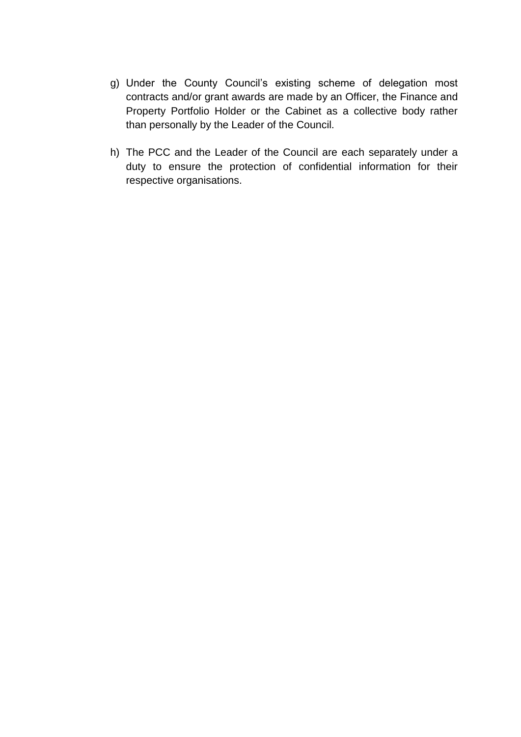g) Under the County Council's existing scheme of delegation most contracts and/or grant awards are made by an Officer, the Finance and Property Portfolio Holder or the Cabinet as a collective body rather than personally by the Leader of the Council.

h) The PCC and the Leader of the Council are each separately under a duty to ensure the protection of confidential information for their respective organisations.